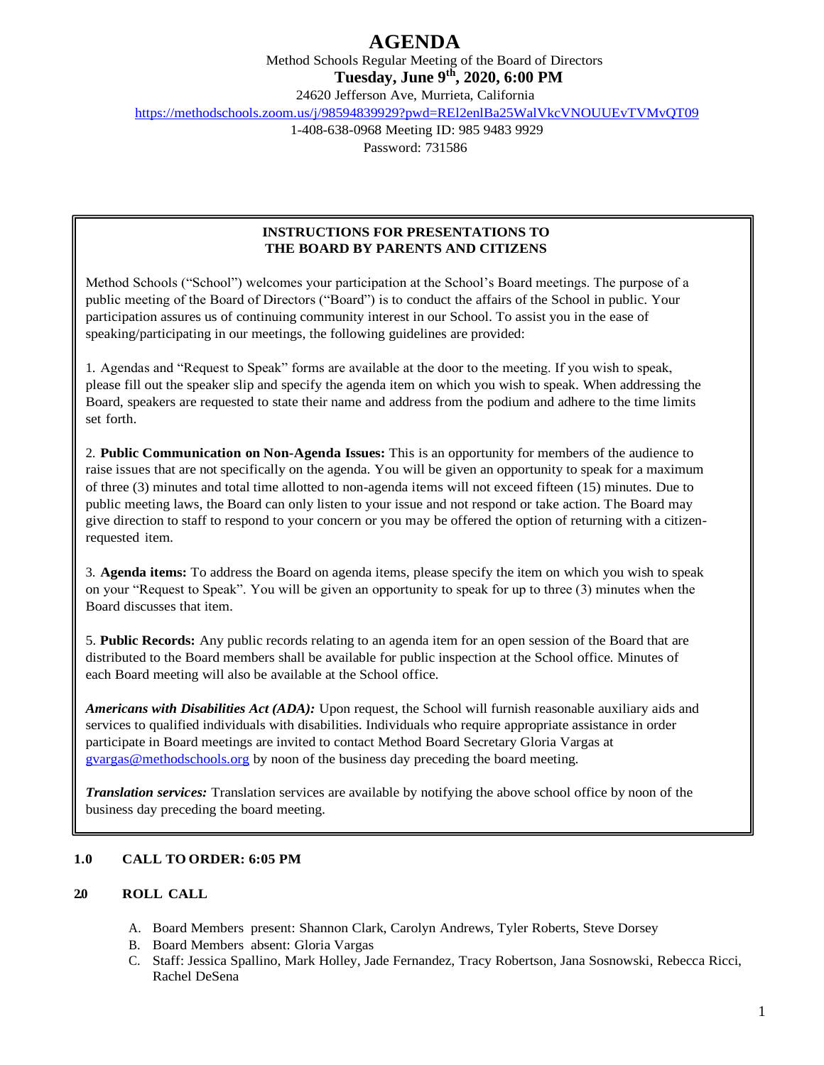# AGENDA

Method Schools Regular Meeting of the Board of Directors

**Tuesday, June 9th, 2020, 6:00 PM**

24620 Jefferson Ave, Murrieta, California

https://methodschools.zoom.us/j/98594839929?pwd=REl2enlBa25WalVkcVNOUUEvTVMvQT09

1-408-638-0968 Meeting ID: 985 9483 9929

Password: 731586

---

**INSTRUCTIONS FOR PRESENTATIONS TO THE BOARD BY PARENTS AND CITIZENS**

Method Schools ("School") welcomes your participation at the School's Board meetings. The purpose of a public meeting of the Board of Directors ("Board") is to conduct the affairs of the School in public. Your participation assures us of continuing community interest in our School. To assist you in the ease of speaking/participating in our meetings, the following guidelines are provided:

1. Agendas and "Request to Speak" forms are available at the door to the meeting. If you wish to speak, please fill out the speaker slip and specify the agenda item on which you wish to speak. When addressing the Board, speakers are requested to state their name and address from the podium and adhere to the time limits set forth.

2. **Public Communication on Non-Agenda Issues:** This is an opportunity for members of the audience to raise issues that are not specifically on the agenda. You will be given an opportunity to speak for a maximum of three (3) minutes and total time allotted to non-agenda items will not exceed fifteen (15) minutes. Due to public meeting laws, the Board can only listen to your issue and not respond or take action. The Board may give direction to staff to respond to your concern or you may be offered the option of returning with a citizen-requested item.

3. **Agenda items:** To address the Board on agenda items, please specify the item on which you wish to speak on your "Request to Speak". You will be given an opportunity to speak for up to three (3) minutes when the Board discusses that item.

5. **Public Records:** Any public records relating to an agenda item for an open session of the Board that are distributed to the Board members shall be available for public inspection at the School office. Minutes of each Board meeting will also be available at the School office.

***Americans with Disabilities Act (ADA):*** Upon request, the School will furnish reasonable auxiliary aids and services to qualified individuals with disabilities. Individuals who require appropriate assistance in order participate in Board meetings are invited to contact Method Board Secretary Gloria Vargas at gvargas@methodschools.org by noon of the business day preceding the board meeting.

***Translation services:*** Translation services are available by notifying the above school office by noon of the business day preceding the board meeting.

---

**1.0 CALL TO ORDER: 6:05 PM**

**2.0 ROLL CALL**

A. Board Members present: Shannon Clark, Carolyn Andrews, Tyler Roberts, Steve Dorsey
B. Board Members absent: Gloria Vargas
C. Staff: Jessica Spallino, Mark Holley, Jade Fernandez, Tracy Robertson, Jana Sosnowski, Rebecca Ricci, Rachel DeSena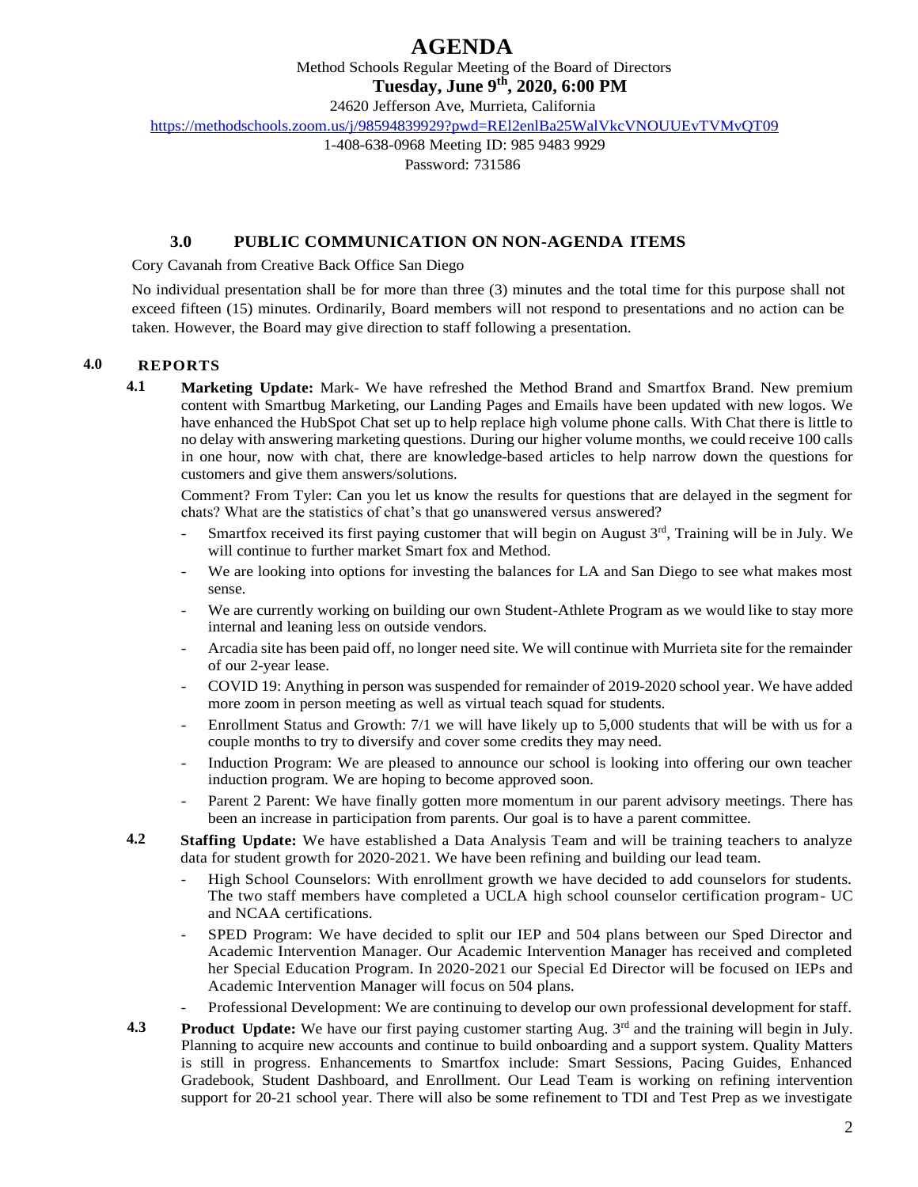# AGENDA

Method Schools Regular Meeting of the Board of Directors

**Tuesday, June 9th, 2020, 6:00 PM**

24620 Jefferson Ave, Murrieta, California

https://methodschools.zoom.us/j/98594839929?pwd=REl2enlBa25WalVkcVNOUUEvTVMvQT09

1-408-638-0968 Meeting ID: 985 9483 9929

Password: 731586

## 3.0 PUBLIC COMMUNICATION ON NON-AGENDA ITEMS

Cory Cavanah from Creative Back Office San Diego

No individual presentation shall be for more than three (3) minutes and the total time for this purpose shall not exceed fifteen (15) minutes. Ordinarily, Board members will not respond to presentations and no action can be taken. However, the Board may give direction to staff following a presentation.

## 4.0 REPORTS

**4.1 Marketing Update:** Mark- We have refreshed the Method Brand and Smartfox Brand. New premium content with Smartbug Marketing, our Landing Pages and Emails have been updated with new logos. We have enhanced the HubSpot Chat set up to help replace high volume phone calls. With Chat there is little to no delay with answering marketing questions. During our higher volume months, we could receive 100 calls in one hour, now with chat, there are knowledge-based articles to help narrow down the questions for customers and give them answers/solutions.

Comment? From Tyler: Can you let us know the results for questions that are delayed in the segment for chats? What are the statistics of chat's that go unanswered versus answered?

- Smartfox received its first paying customer that will begin on August 3rd, Training will be in July. We will continue to further market Smart fox and Method.
- We are looking into options for investing the balances for LA and San Diego to see what makes most sense.
- We are currently working on building our own Student-Athlete Program as we would like to stay more internal and leaning less on outside vendors.
- Arcadia site has been paid off, no longer need site. We will continue with Murrieta site for the remainder of our 2-year lease.
- COVID 19: Anything in person was suspended for remainder of 2019-2020 school year. We have added more zoom in person meeting as well as virtual teach squad for students.
- Enrollment Status and Growth: 7/1 we will have likely up to 5,000 students that will be with us for a couple months to try to diversify and cover some credits they may need.
- Induction Program: We are pleased to announce our school is looking into offering our own teacher induction program. We are hoping to become approved soon.
- Parent 2 Parent: We have finally gotten more momentum in our parent advisory meetings. There has been an increase in participation from parents. Our goal is to have a parent committee.

**4.2 Staffing Update:** We have established a Data Analysis Team and will be training teachers to analyze data for student growth for 2020-2021. We have been refining and building our lead team.

- High School Counselors: With enrollment growth we have decided to add counselors for students. The two staff members have completed a UCLA high school counselor certification program- UC and NCAA certifications.
- SPED Program: We have decided to split our IEP and 504 plans between our Sped Director and Academic Intervention Manager. Our Academic Intervention Manager has received and completed her Special Education Program. In 2020-2021 our Special Ed Director will be focused on IEPs and Academic Intervention Manager will focus on 504 plans.
- Professional Development: We are continuing to develop our own professional development for staff.

**4.3 Product Update:** We have our first paying customer starting Aug. 3rd and the training will begin in July. Planning to acquire new accounts and continue to build onboarding and a support system. Quality Matters is still in progress. Enhancements to Smartfox include: Smart Sessions, Pacing Guides, Enhanced Gradebook, Student Dashboard, and Enrollment. Our Lead Team is working on refining intervention support for 20-21 school year. There will also be some refinement to TDI and Test Prep as we investigate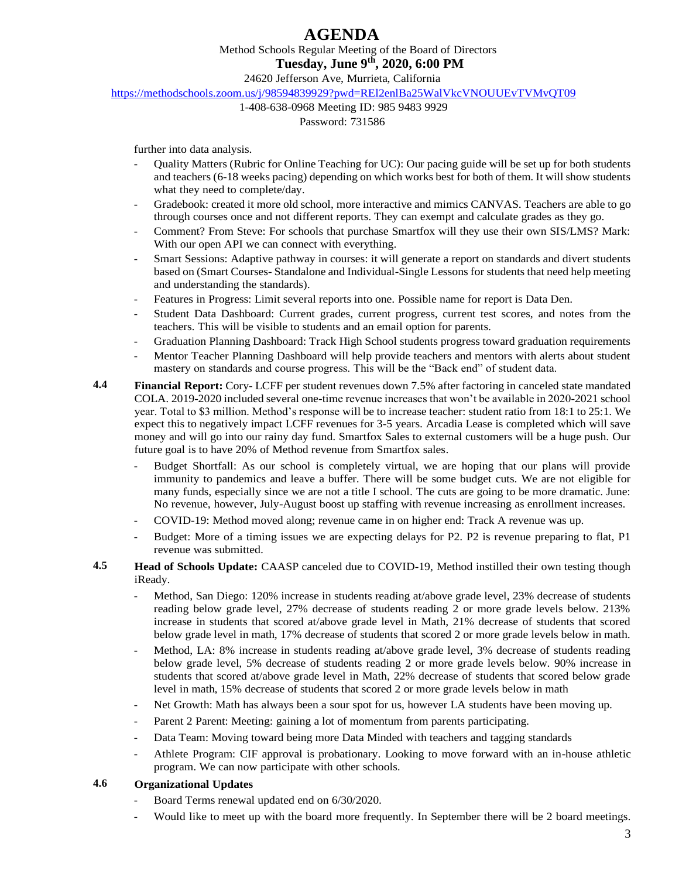further into data analysis.

- Quality Matters (Rubric for Online Teaching for UC): Our pacing guide will be set up for both students and teachers (6-18 weeks pacing) depending on which works best for both of them. It will show students what they need to complete/day.
- Gradebook: created it more old school, more interactive and mimics CANVAS. Teachers are able to go through courses once and not different reports. They can exempt and calculate grades as they go.
- Comment? From Steve: For schools that purchase Smartfox will they use their own SIS/LMS? Mark: With our open API we can connect with everything.
- Smart Sessions: Adaptive pathway in courses: it will generate a report on standards and divert students based on (Smart Courses- Standalone and Individual-Single Lessons for students that need help meeting and understanding the standards).
- Features in Progress: Limit several reports into one. Possible name for report is Data Den.
- Student Data Dashboard: Current grades, current progress, current test scores, and notes from the teachers. This will be visible to students and an email option for parents.
- Graduation Planning Dashboard: Track High School students progress toward graduation requirements
- Mentor Teacher Planning Dashboard will help provide teachers and mentors with alerts about student mastery on standards and course progress. This will be the "Back end" of student data.

**4.4** **Financial Report:** Cory- LCFF per student revenues down 7.5% after factoring in canceled state mandated COLA. 2019-2020 included several one-time revenue increases that won't be available in 2020-2021 school year. Total to $3 million. Method's response will be to increase teacher: student ratio from 18:1 to 25:1. We expect this to negatively impact LCFF revenues for 3-5 years. Arcadia Lease is completed which will save money and will go into our rainy day fund. Smartfox Sales to external customers will be a huge push. Our future goal is to have 20% of Method revenue from Smartfox sales.

- Budget Shortfall: As our school is completely virtual, we are hoping that our plans will provide immunity to pandemics and leave a buffer. There will be some budget cuts. We are not eligible for many funds, especially since we are not a title I school. The cuts are going to be more dramatic. June: No revenue, however, July-August boost up staffing with revenue increasing as enrollment increases.
- COVID-19: Method moved along; revenue came in on higher end: Track A revenue was up.
- Budget: More of a timing issues we are expecting delays for P2. P2 is revenue preparing to flat, P1 revenue was submitted.

**4.5** **Head of Schools Update:** CAASP canceled due to COVID-19, Method instilled their own testing though iReady.

- Method, San Diego: 120% increase in students reading at/above grade level, 23% decrease of students reading below grade level, 27% decrease of students reading 2 or more grade levels below. 213% increase in students that scored at/above grade level in Math, 21% decrease of students that scored below grade level in math, 17% decrease of students that scored 2 or more grade levels below in math.
- Method, LA: 8% increase in students reading at/above grade level, 3% decrease of students reading below grade level, 5% decrease of students reading 2 or more grade levels below. 90% increase in students that scored at/above grade level in Math, 22% decrease of students that scored below grade level in math, 15% decrease of students that scored 2 or more grade levels below in math
- Net Growth: Math has always been a sour spot for us, however LA students have been moving up.
- Parent 2 Parent: Meeting: gaining a lot of momentum from parents participating.
- Data Team: Moving toward being more Data Minded with teachers and tagging standards
- Athlete Program: CIF approval is probationary. Looking to move forward with an in-house athletic program. We can now participate with other schools.

**4.6** **Organizational Updates**

- Board Terms renewal updated end on 6/30/2020.
- Would like to meet up with the board more frequently. In September there will be 2 board meetings.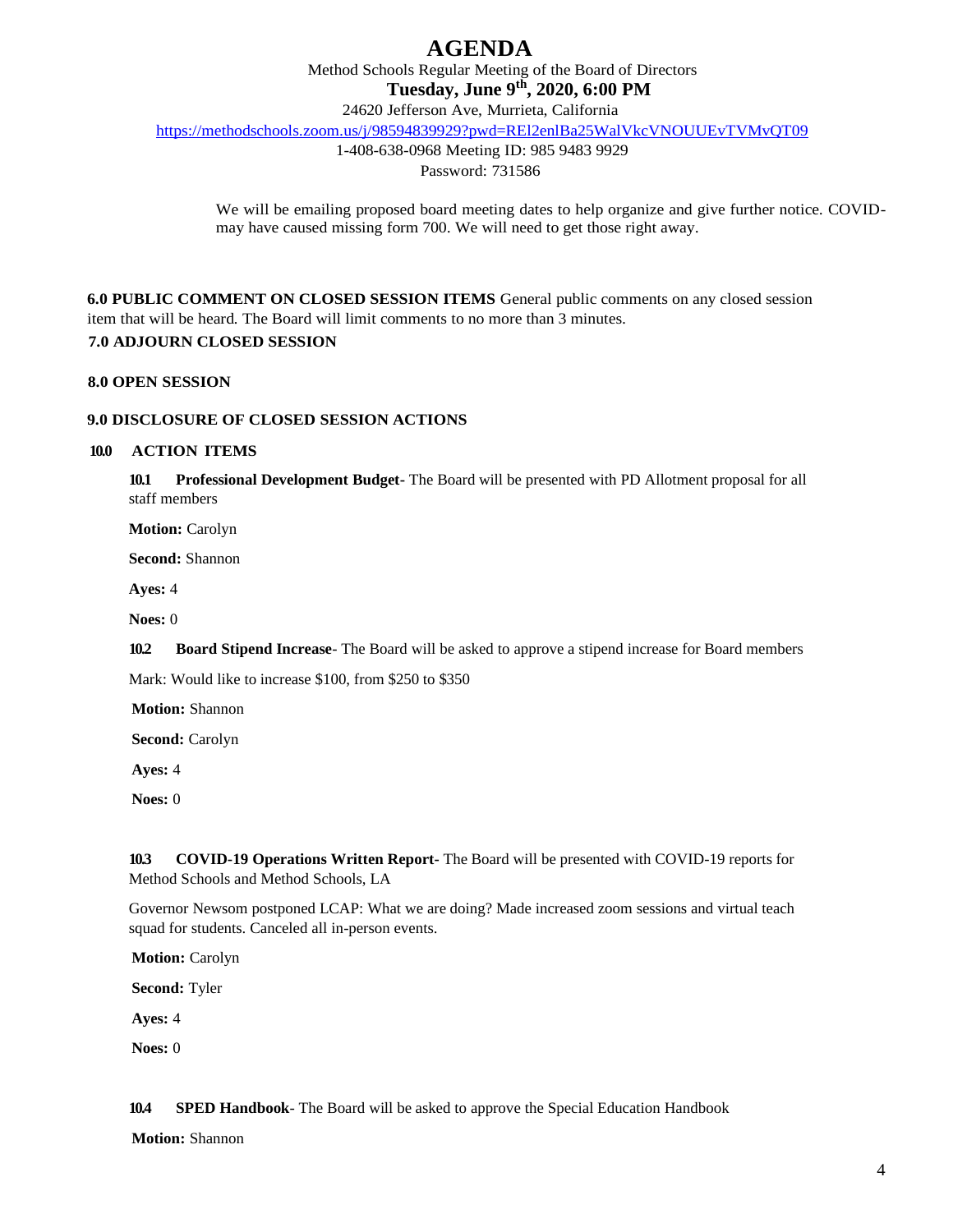# AGENDA

Method Schools Regular Meeting of the Board of Directors

**Tuesday, June 9th, 2020, 6:00 PM**

24620 Jefferson Ave, Murrieta, California

https://methodschools.zoom.us/j/98594839929?pwd=REl2enlBa25WalVkcVNOUUEvTVMvQT09

1-408-638-0968 Meeting ID: 985 9483 9929

Password: 731586

We will be emailing proposed board meeting dates to help organize and give further notice. COVID-may have caused missing form 700. We will need to get those right away.

**6.0 PUBLIC COMMENT ON CLOSED SESSION ITEMS** General public comments on any closed session item that will be heard. The Board will limit comments to no more than 3 minutes.

**7.0 ADJOURN CLOSED SESSION**

**8.0 OPEN SESSION**

**9.0 DISCLOSURE OF CLOSED SESSION ACTIONS**

**10.0 ACTION ITEMS**

**10.1 Professional Development Budget**- The Board will be presented with PD Allotment proposal for all staff members

**Motion:** Carolyn

**Second:** Shannon

**Ayes:** 4

**Noes:** 0

**10.2 Board Stipend Increase**- The Board will be asked to approve a stipend increase for Board members

Mark: Would like to increase $100, from $250 to $350

**Motion:** Shannon

**Second:** Carolyn

**Ayes:** 4

**Noes:** 0

**10.3 COVID-19 Operations Written Report**- The Board will be presented with COVID-19 reports for Method Schools and Method Schools, LA

Governor Newsom postponed LCAP: What we are doing? Made increased zoom sessions and virtual teach squad for students. Canceled all in-person events.

**Motion:** Carolyn

**Second:** Tyler

**Ayes:** 4

**Noes:** 0

**10.4 SPED Handbook**- The Board will be asked to approve the Special Education Handbook

**Motion:** Shannon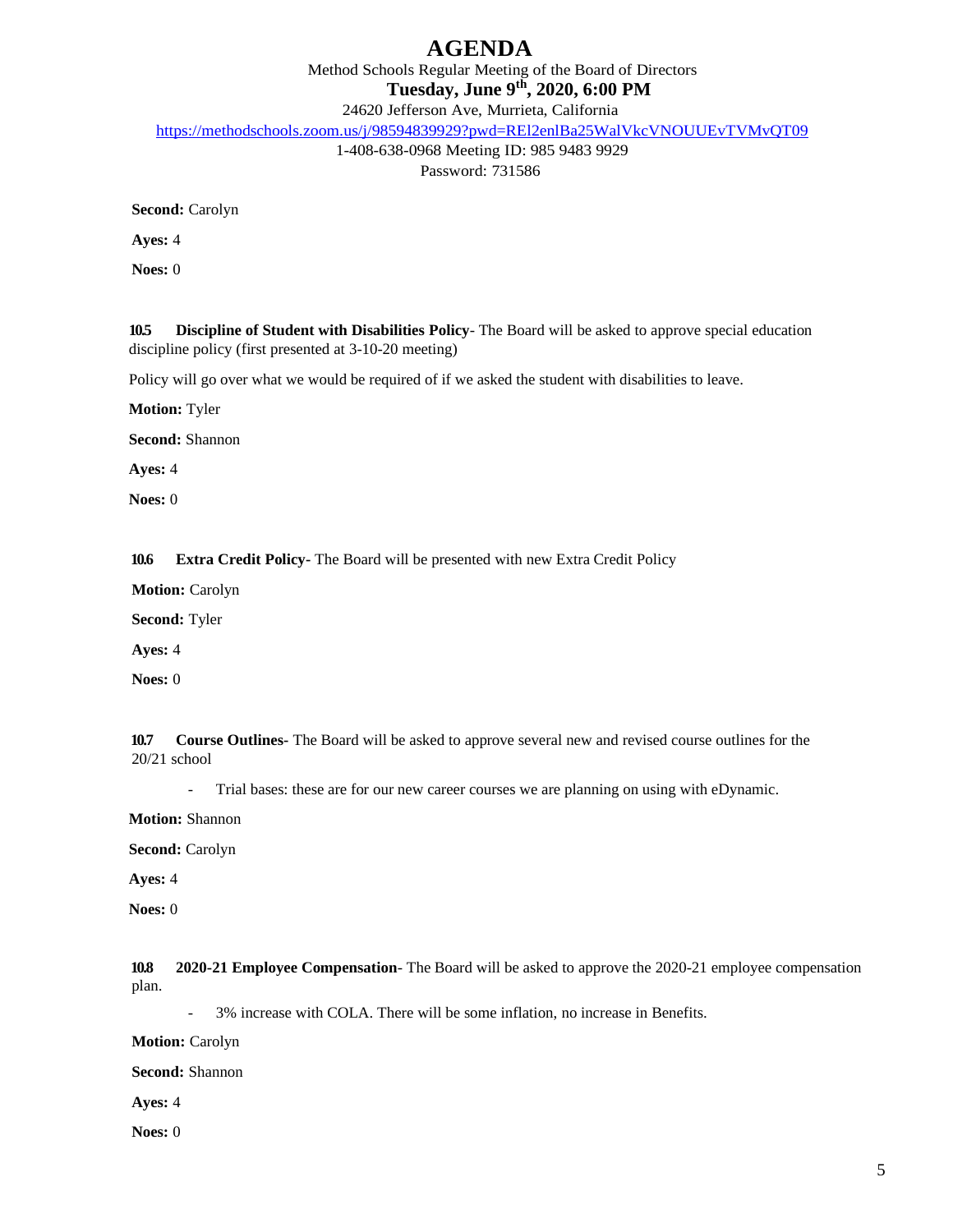# AGENDA

Method Schools Regular Meeting of the Board of Directors

**Tuesday, June 9th, 2020, 6:00 PM**

24620 Jefferson Ave, Murrieta, California

https://methodschools.zoom.us/j/98594839929?pwd=REl2enlBa25WalVkcVNOUUEvTVMvQT09

1-408-638-0968 Meeting ID: 985 9483 9929

Password: 731586

**Second:** Carolyn

**Ayes:** 4

**Noes:** 0

**10.5 Discipline of Student with Disabilities Policy**- The Board will be asked to approve special education discipline policy (first presented at 3-10-20 meeting)

Policy will go over what we would be required of if we asked the student with disabilities to leave.

**Motion:** Tyler

**Second:** Shannon

**Ayes:** 4

**Noes:** 0

**10.6 Extra Credit Policy**- The Board will be presented with new Extra Credit Policy

**Motion:** Carolyn

**Second:** Tyler

**Ayes:** 4

**Noes:** 0

**10.7 Course Outlines**- The Board will be asked to approve several new and revised course outlines for the 20/21 school

- Trial bases: these are for our new career courses we are planning on using with eDynamic.

**Motion:** Shannon

**Second:** Carolyn

**Ayes:** 4

**Noes:** 0

**10.8 2020-21 Employee Compensation**- The Board will be asked to approve the 2020-21 employee compensation plan.

- 3% increase with COLA. There will be some inflation, no increase in Benefits.

**Motion:** Carolyn

**Second:** Shannon

**Ayes:** 4

**Noes:** 0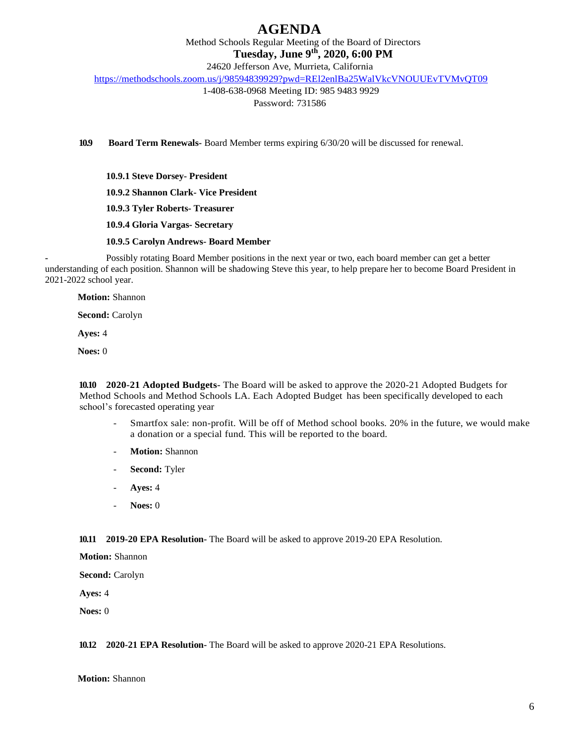# AGENDA

Method Schools Regular Meeting of the Board of Directors

**Tuesday, June 9th, 2020, 6:00 PM**

24620 Jefferson Ave, Murrieta, California

https://methodschools.zoom.us/j/98594839929?pwd=REl2enlBa25WalVkcVNOUUEvTVMvQT09

1-408-638-0968 Meeting ID: 985 9483 9929

Password: 731586

**10.9 Board Term Renewals-** Board Member terms expiring 6/30/20 will be discussed for renewal.

**10.9.1 Steve Dorsey- President**

**10.9.2 Shannon Clark- Vice President**

**10.9.3 Tyler Roberts- Treasurer**

**10.9.4 Gloria Vargas- Secretary**

**10.9.5 Carolyn Andrews- Board Member**

- Possibly rotating Board Member positions in the next year or two, each board member can get a better understanding of each position. Shannon will be shadowing Steve this year, to help prepare her to become Board President in 2021-2022 school year.

**Motion:** Shannon

**Second:** Carolyn

**Ayes:** 4

**Noes:** 0

**10.10 2020-21 Adopted Budgets-** The Board will be asked to approve the 2020-21 Adopted Budgets for Method Schools and Method Schools LA. Each Adopted Budget has been specifically developed to each school's forecasted operating year

- Smartfox sale: non-profit. Will be off of Method school books. 20% in the future, we would make a donation or a special fund. This will be reported to the board.
- **Motion:** Shannon
- **Second:** Tyler
- **Ayes:** 4
- **Noes:** 0

**10.11 2019-20 EPA Resolution-** The Board will be asked to approve 2019-20 EPA Resolution.

**Motion:** Shannon

**Second:** Carolyn

**Ayes:** 4

**Noes:** 0

**10.12 2020-21 EPA Resolution-** The Board will be asked to approve 2020-21 EPA Resolutions.

**Motion:** Shannon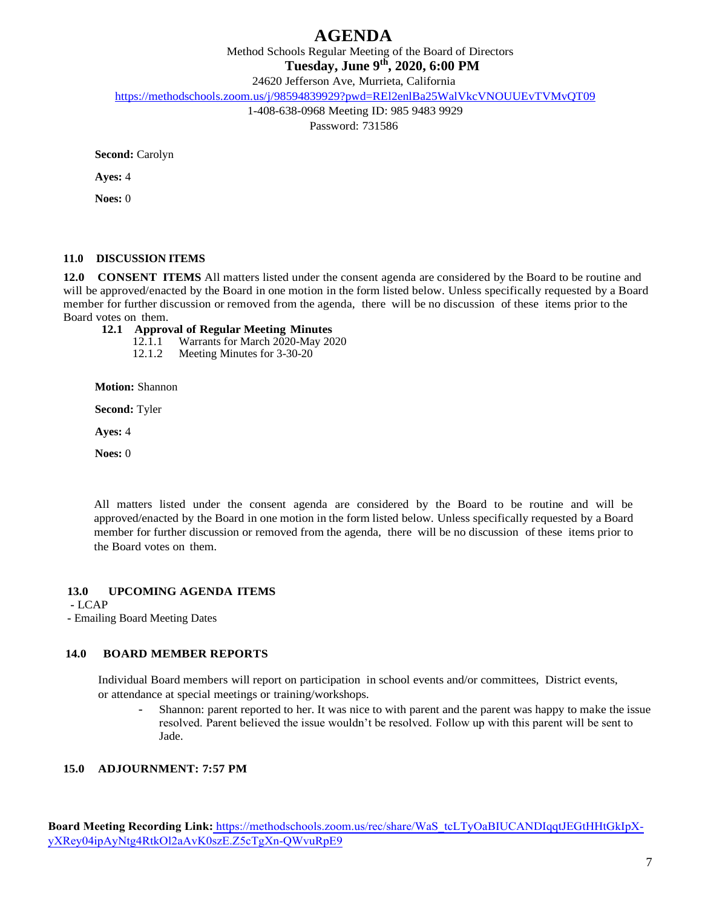# AGENDA

Method Schools Regular Meeting of the Board of Directors

**Tuesday, June 9th, 2020, 6:00 PM**

24620 Jefferson Ave, Murrieta, California

https://methodschools.zoom.us/j/98594839929?pwd=REl2enlBa25WalVkcVNOUUEvTVMvQT09

1-408-638-0968 Meeting ID: 985 9483 9929

Password: 731586

**Second:** Carolyn

**Ayes:** 4

**Noes:** 0

**11.0 DISCUSSION ITEMS**

**12.0 CONSENT ITEMS** All matters listed under the consent agenda are considered by the Board to be routine and will be approved/enacted by the Board in one motion in the form listed below. Unless specifically requested by a Board member for further discussion or removed from the agenda, there will be no discussion of these items prior to the Board votes on them.

**12.1 Approval of Regular Meeting Minutes**

12.1.1 Warrants for March 2020-May 2020

12.1.2 Meeting Minutes for 3-30-20

**Motion:** Shannon

**Second:** Tyler

**Ayes:** 4

**Noes:** 0

All matters listed under the consent agenda are considered by the Board to be routine and will be approved/enacted by the Board in one motion in the form listed below. Unless specifically requested by a Board member for further discussion or removed from the agenda, there will be no discussion of these items prior to the Board votes on them.

**13.0 UPCOMING AGENDA ITEMS**

- LCAP
- Emailing Board Meeting Dates

**14.0 BOARD MEMBER REPORTS**

Individual Board members will report on participation in school events and/or committees, District events, or attendance at special meetings or training/workshops.

- Shannon: parent reported to her. It was nice to with parent and the parent was happy to make the issue resolved. Parent believed the issue wouldn't be resolved. Follow up with this parent will be sent to Jade.

**15.0 ADJOURNMENT: 7:57 PM**

**Board Meeting Recording Link:** https://methodschools.zoom.us/rec/share/WaS_tcLTyOaBIUCANDIqqtJEGtHHtGkIpX-yXRey04ipAyNtg4RtkOl2aAvK0szE.Z5cTgXn-QWvuRpE9